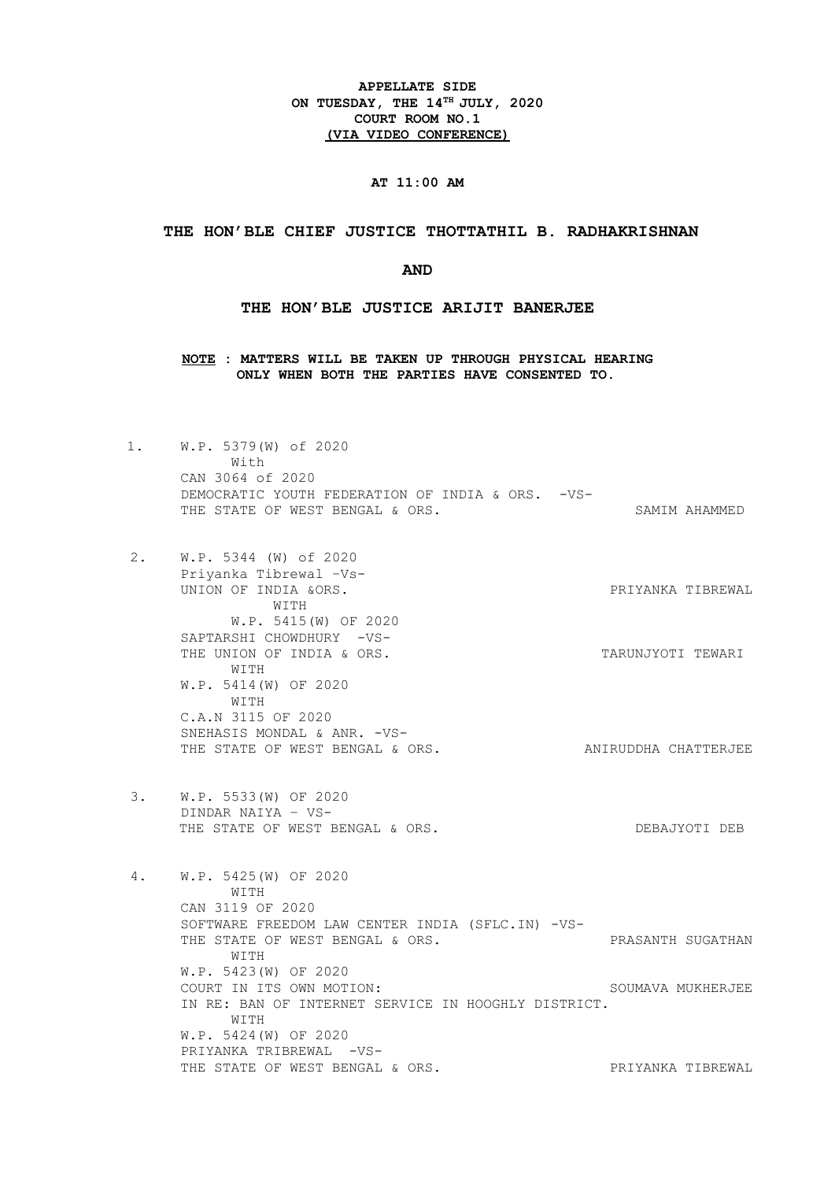**APPELLATE SIDE**
**ON TUESDAY, THE 14TH JULY, 2020**
**COURT ROOM NO.1**
**(VIA VIDEO CONFERENCE)**

**AT 11:00 AM**

**THE HON'BLE CHIEF JUSTICE THOTTATHIL B. RADHAKRISHNAN**

**AND**

**THE HON'BLE JUSTICE ARIJIT BANERJEE**

**NOTE : MATTERS WILL BE TAKEN UP THROUGH PHYSICAL HEARING ONLY WHEN BOTH THE PARTIES HAVE CONSENTED TO.**

1. W.P. 5379(W) of 2020
   With
   CAN 3064 of 2020
   DEMOCRATIC YOUTH FEDERATION OF INDIA & ORS. -VS-
   THE STATE OF WEST BENGAL & ORS. — SAMIM AHAMMED

2. W.P. 5344 (W) of 2020
   Priyanka Tibrewal –Vs-
   UNION OF INDIA &ORS. — PRIYANKA TIBREWAL
   WITH
   W.P. 5415(W) OF 2020
   SAPTARSHI CHOWDHURY -VS-
   THE UNION OF INDIA & ORS. — TARUNJYOTI TEWARI
   WITH
   W.P. 5414(W) OF 2020
   WITH
   C.A.N 3115 OF 2020
   SNEHASIS MONDAL & ANR. -VS-
   THE STATE OF WEST BENGAL & ORS. — ANIRUDDHA CHATTERJEE

3. W.P. 5533(W) OF 2020
   DINDAR NAIYA – VS-
   THE STATE OF WEST BENGAL & ORS. — DEBAJYOTI DEB

4. W.P. 5425(W) OF 2020
   WITH
   CAN 3119 OF 2020
   SOFTWARE FREEDOM LAW CENTER INDIA (SFLC.IN) -VS-
   THE STATE OF WEST BENGAL & ORS. — PRASANTH SUGATHAN
   WITH
   W.P. 5423(W) OF 2020
   COURT IN ITS OWN MOTION: — SOUMAVA MUKHERJEE
   IN RE: BAN OF INTERNET SERVICE IN HOOGHLY DISTRICT.
   WITH
   W.P. 5424(W) OF 2020
   PRIYANKA TRIBREWAL -VS-
   THE STATE OF WEST BENGAL & ORS. — PRIYANKA TIBREWAL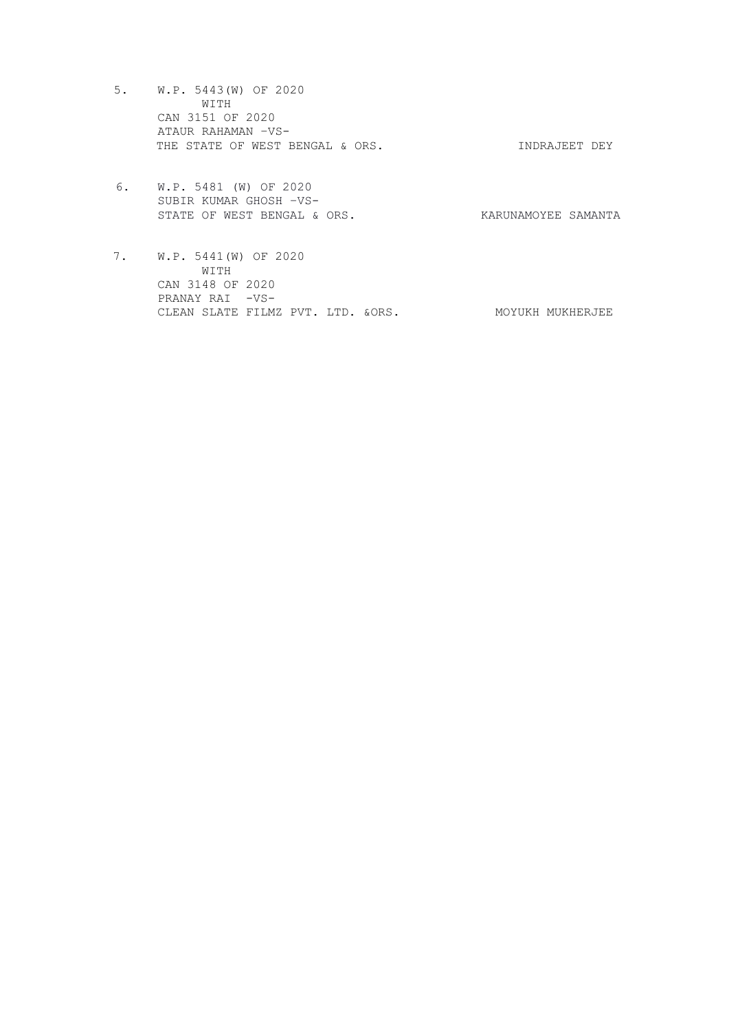5. W.P. 5443(W) OF 2020
   WITH
   CAN 3151 OF 2020
   ATAUR RAHAMAN –VS-
   THE STATE OF WEST BENGAL & ORS. INDRAJEET DEY

6. W.P. 5481 (W) OF 2020
   SUBIR KUMAR GHOSH –VS-
   STATE OF WEST BENGAL & ORS. KARUNAMOYEE SAMANTA

7. W.P. 5441(W) OF 2020
   WITH
   CAN 3148 OF 2020
   PRANAY RAI -VS-
   CLEAN SLATE FILMZ PVT. LTD. &ORS. MOYUKH MUKHERJEE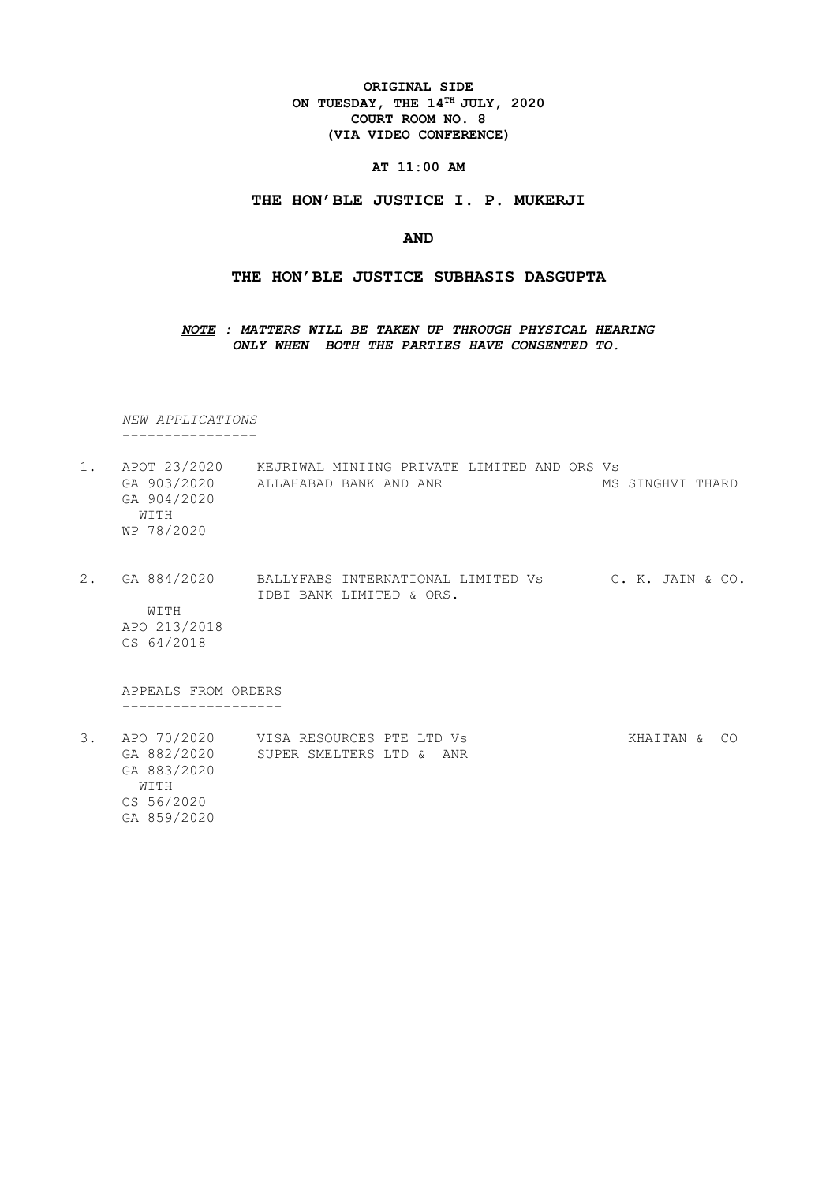**ORIGINAL SIDE**
**ON TUESDAY, THE 14TH JULY, 2020**
**COURT ROOM NO. 8**
**(VIA VIDEO CONFERENCE)**

**AT 11:00 AM**

**THE HON'BLE JUSTICE I. P. MUKERJI**

**AND**

**THE HON'BLE JUSTICE SUBHASIS DASGUPTA**

***NOTE : MATTERS WILL BE TAKEN UP THROUGH PHYSICAL HEARING ONLY WHEN BOTH THE PARTIES HAVE CONSENTED TO.***

*NEW APPLICATIONS*
----------------

1. APOT 23/2020 KEJRIWAL MINIING PRIVATE LIMITED AND ORS Vs
   GA 903/2020 ALLAHABAD BANK AND ANR MS SINGHVI THARD
   GA 904/2020
   WITH
   WP 78/2020

2. GA 884/2020 BALLYFABS INTERNATIONAL LIMITED Vs C. K. JAIN & CO.
   IDBI BANK LIMITED & ORS.
   WITH
   APO 213/2018
   CS 64/2018

APPEALS FROM ORDERS
-------------------

3. APO 70/2020 VISA RESOURCES PTE LTD Vs KHAITAN & CO
   GA 882/2020 SUPER SMELTERS LTD & ANR
   GA 883/2020
   WITH
   CS 56/2020
   GA 859/2020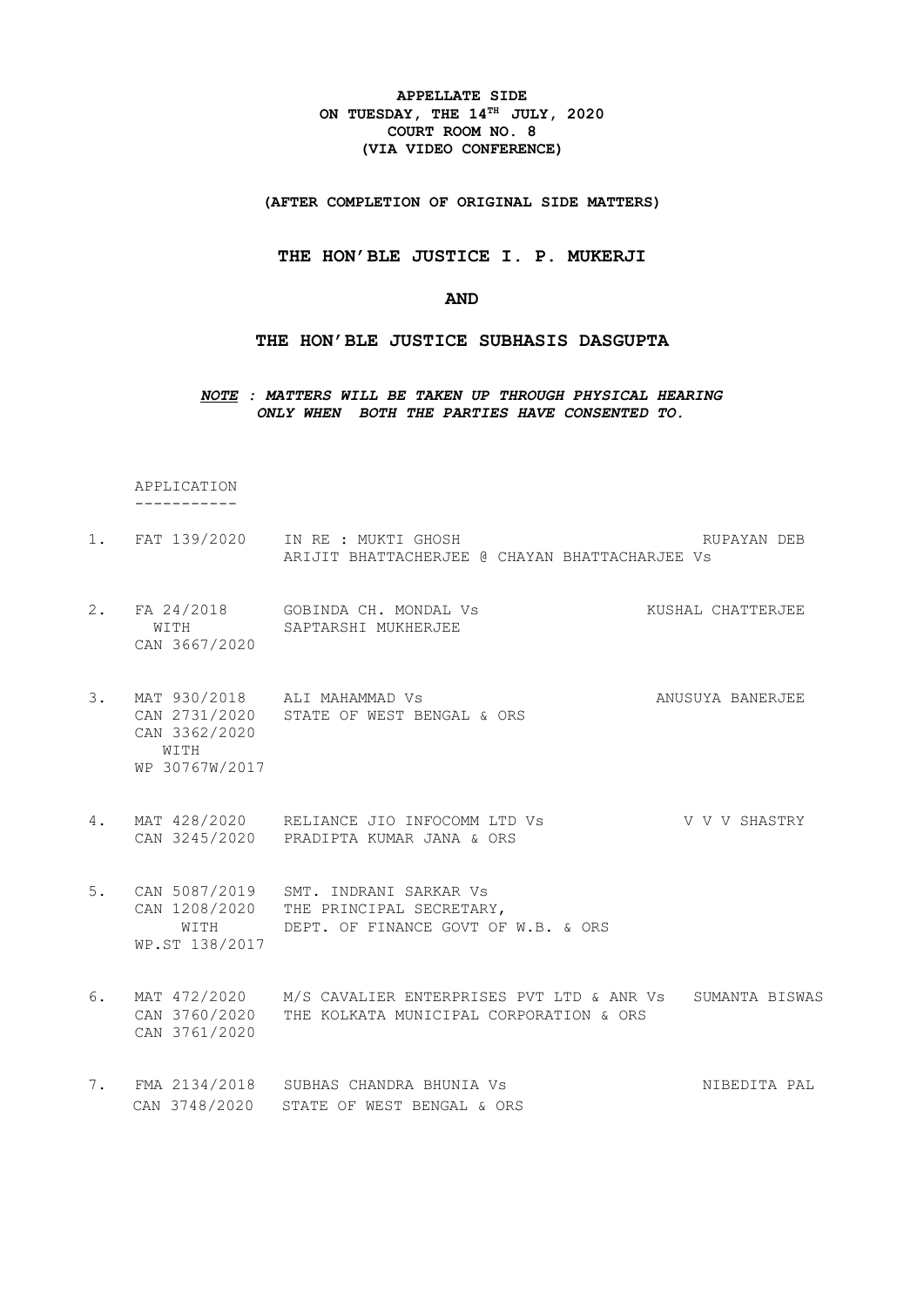**APPELLATE SIDE**
**ON TUESDAY, THE 14TH JULY, 2020**
**COURT ROOM NO. 8**
**(VIA VIDEO CONFERENCE)**

**(AFTER COMPLETION OF ORIGINAL SIDE MATTERS)**

**THE HON'BLE JUSTICE I. P. MUKERJI**

**AND**

**THE HON'BLE JUSTICE SUBHASIS DASGUPTA**

***NOTE : MATTERS WILL BE TAKEN UP THROUGH PHYSICAL HEARING ONLY WHEN BOTH THE PARTIES HAVE CONSENTED TO.***

APPLICATION
-----------

| No. | Case | Parties | Advocate |
|---|---|---|---|
| 1. | FAT 139/2020 | IN RE : MUKTI GHOSH<br>ARIJIT BHATTACHERJEE @ CHAYAN BHATTACHARJEE Vs | RUPAYAN DEB |
| 2. | FA 24/2018<br>WITH<br>CAN 3667/2020 | GOBINDA CH. MONDAL Vs<br>SAPTARSHI MUKHERJEE | KUSHAL CHATTERJEE |
| 3. | MAT 930/2018<br>CAN 2731/2020<br>CAN 3362/2020<br>WITH<br>WP 30767W/2017 | ALI MAHAMMAD Vs<br>STATE OF WEST BENGAL & ORS | ANUSUYA BANERJEE |
| 4. | MAT 428/2020<br>CAN 3245/2020 | RELIANCE JIO INFOCOMM LTD Vs<br>PRADIPTA KUMAR JANA & ORS | V V V SHASTRY |
| 5. | CAN 5087/2019<br>CAN 1208/2020<br>WITH<br>WP.ST 138/2017 | SMT. INDRANI SARKAR Vs<br>THE PRINCIPAL SECRETARY,<br>DEPT. OF FINANCE GOVT OF W.B. & ORS | |
| 6. | MAT 472/2020<br>CAN 3760/2020<br>CAN 3761/2020 | M/S CAVALIER ENTERPRISES PVT LTD & ANR Vs<br>THE KOLKATA MUNICIPAL CORPORATION & ORS | SUMANTA BISWAS |
| 7. | FMA 2134/2018<br>CAN 3748/2020 | SUBHAS CHANDRA BHUNIA Vs<br>STATE OF WEST BENGAL & ORS | NIBEDITA PAL |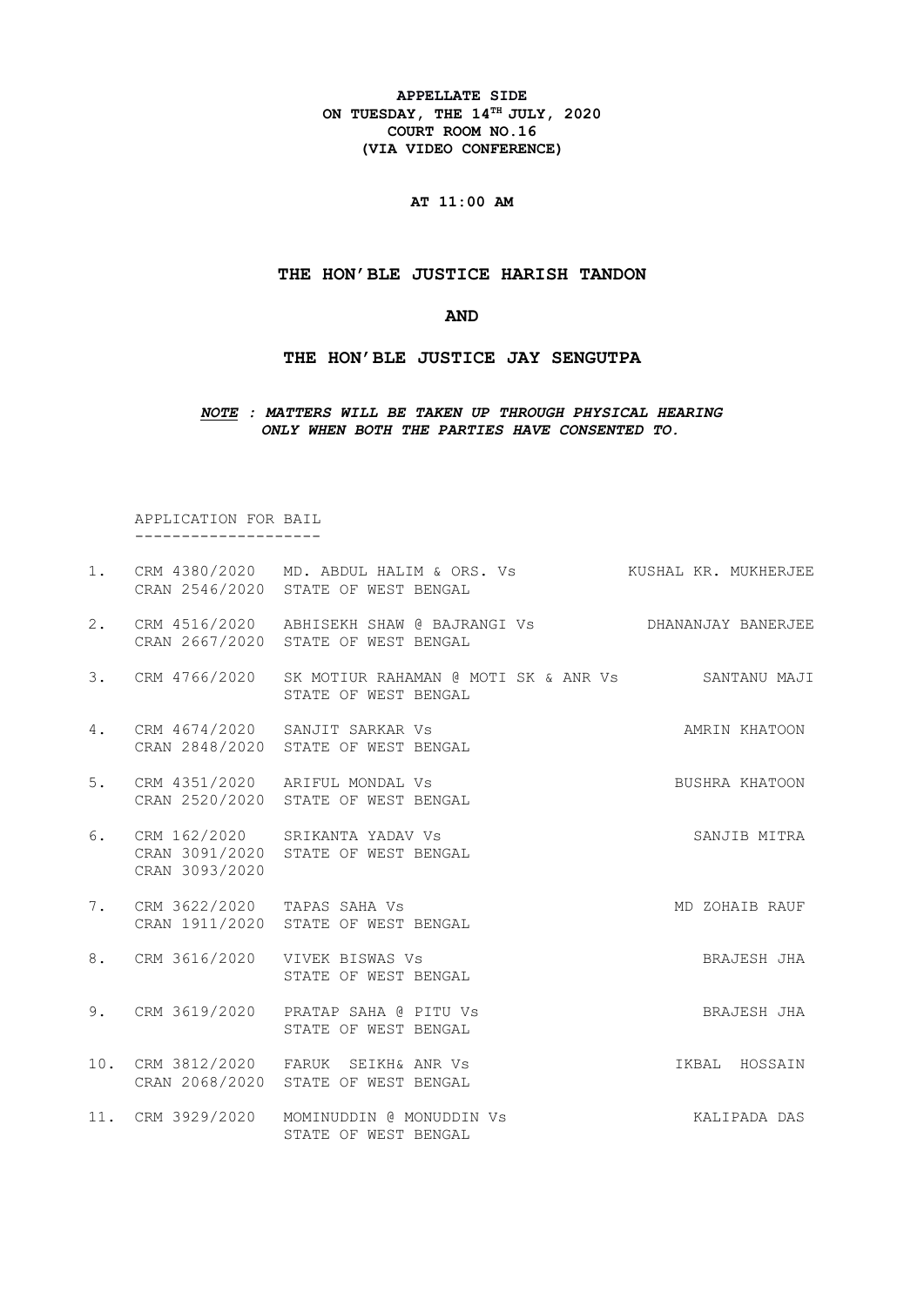**APPELLATE SIDE**
**ON TUESDAY, THE 14TH JULY, 2020**
**COURT ROOM NO.16**
**(VIA VIDEO CONFERENCE)**

**AT 11:00 AM**

**THE HON'BLE JUSTICE HARISH TANDON**

**AND**

**THE HON'BLE JUSTICE JAY SENGUTPA**

***NOTE : MATTERS WILL BE TAKEN UP THROUGH PHYSICAL HEARING ONLY WHEN BOTH THE PARTIES HAVE CONSENTED TO.***

APPLICATION FOR BAIL
--------------------

| No. | Case No. | Parties | Advocate |
|---|---|---|---|
| 1. | CRM 4380/2020<br>CRAN 2546/2020 | MD. ABDUL HALIM & ORS. Vs<br>STATE OF WEST BENGAL | KUSHAL KR. MUKHERJEE |
| 2. | CRM 4516/2020<br>CRAN 2667/2020 | ABHISEKH SHAW @ BAJRANGI Vs<br>STATE OF WEST BENGAL | DHANANJAY BANERJEE |
| 3. | CRM 4766/2020 | SK MOTIUR RAHAMAN @ MOTI SK & ANR Vs<br>STATE OF WEST BENGAL | SANTANU MAJI |
| 4. | CRM 4674/2020<br>CRAN 2848/2020 | SANJIT SARKAR Vs<br>STATE OF WEST BENGAL | AMRIN KHATOON |
| 5. | CRM 4351/2020<br>CRAN 2520/2020 | ARIFUL MONDAL Vs<br>STATE OF WEST BENGAL | BUSHRA KHATOON |
| 6. | CRM 162/2020<br>CRAN 3091/2020<br>CRAN 3093/2020 | SRIKANTA YADAV Vs<br>STATE OF WEST BENGAL | SANJIB MITRA |
| 7. | CRM 3622/2020<br>CRAN 1911/2020 | TAPAS SAHA Vs<br>STATE OF WEST BENGAL | MD ZOHAIB RAUF |
| 8. | CRM 3616/2020 | VIVEK BISWAS Vs<br>STATE OF WEST BENGAL | BRAJESH JHA |
| 9. | CRM 3619/2020 | PRATAP SAHA @ PITU Vs<br>STATE OF WEST BENGAL | BRAJESH JHA |
| 10. | CRM 3812/2020<br>CRAN 2068/2020 | FARUK SEIKH& ANR Vs<br>STATE OF WEST BENGAL | IKBAL HOSSAIN |
| 11. | CRM 3929/2020 | MOMINUDDIN @ MONUDDIN Vs<br>STATE OF WEST BENGAL | KALIPADA DAS |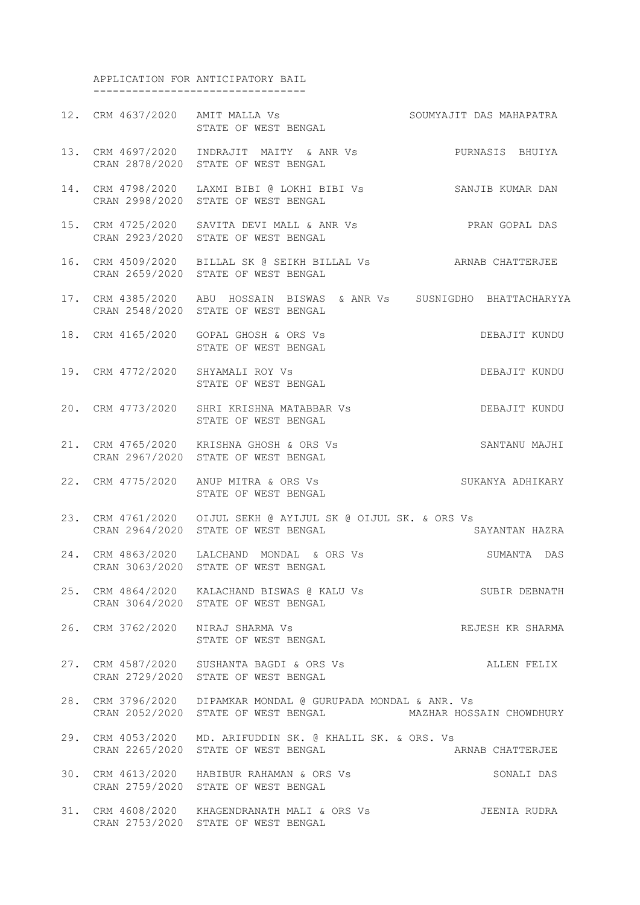APPLICATION FOR ANTICIPATORY BAIL
---------------------------------

| No. | Case No. | Parties | Advocate |
|---|---|---|---|
| 12. | CRM 4637/2020 | AMIT MALLA Vs STATE OF WEST BENGAL | SOUMYAJIT DAS MAHAPATRA |
| 13. | CRM 4697/2020 CRAN 2878/2020 | INDRAJIT MAITY & ANR Vs STATE OF WEST BENGAL | PURNASIS BHUIYA |
| 14. | CRM 4798/2020 CRAN 2998/2020 | LAXMI BIBI @ LOKHI BIBI Vs STATE OF WEST BENGAL | SANJIB KUMAR DAN |
| 15. | CRM 4725/2020 CRAN 2923/2020 | SAVITA DEVI MALL & ANR Vs STATE OF WEST BENGAL | PRAN GOPAL DAS |
| 16. | CRM 4509/2020 CRAN 2659/2020 | BILLAL SK @ SEIKH BILLAL Vs STATE OF WEST BENGAL | ARNAB CHATTERJEE |
| 17. | CRM 4385/2020 CRAN 2548/2020 | ABU HOSSAIN BISWAS & ANR Vs STATE OF WEST BENGAL | SUSNIGDHO BHATTACHARYYA |
| 18. | CRM 4165/2020 | GOPAL GHOSH & ORS Vs STATE OF WEST BENGAL | DEBAJIT KUNDU |
| 19. | CRM 4772/2020 | SHYAMALI ROY Vs STATE OF WEST BENGAL | DEBAJIT KUNDU |
| 20. | CRM 4773/2020 | SHRI KRISHNA MATABBAR Vs STATE OF WEST BENGAL | DEBAJIT KUNDU |
| 21. | CRM 4765/2020 CRAN 2967/2020 | KRISHNA GHOSH & ORS Vs STATE OF WEST BENGAL | SANTANU MAJHI |
| 22. | CRM 4775/2020 | ANUP MITRA & ORS Vs STATE OF WEST BENGAL | SUKANYA ADHIKARY |
| 23. | CRM 4761/2020 CRAN 2964/2020 | OIJUL SEKH @ AYIJUL SK @ OIJUL SK. & ORS Vs STATE OF WEST BENGAL | SAYANTAN HAZRA |
| 24. | CRM 4863/2020 CRAN 3063/2020 | LALCHAND MONDAL & ORS Vs STATE OF WEST BENGAL | SUMANTA DAS |
| 25. | CRM 4864/2020 CRAN 3064/2020 | KALACHAND BISWAS @ KALU Vs STATE OF WEST BENGAL | SUBIR DEBNATH |
| 26. | CRM 3762/2020 | NIRAJ SHARMA Vs STATE OF WEST BENGAL | REJESH KR SHARMA |
| 27. | CRM 4587/2020 CRAN 2729/2020 | SUSHANTA BAGDI & ORS Vs STATE OF WEST BENGAL | ALLEN FELIX |
| 28. | CRM 3796/2020 CRAN 2052/2020 | DIPAMKAR MONDAL @ GURUPADA MONDAL & ANR. Vs STATE OF WEST BENGAL | MAZHAR HOSSAIN CHOWDHURY |
| 29. | CRM 4053/2020 CRAN 2265/2020 | MD. ARIFUDDIN SK. @ KHALIL SK. & ORS. Vs STATE OF WEST BENGAL | ARNAB CHATTERJEE |
| 30. | CRM 4613/2020 CRAN 2759/2020 | HABIBUR RAHAMAN & ORS Vs STATE OF WEST BENGAL | SONALI DAS |
| 31. | CRM 4608/2020 CRAN 2753/2020 | KHAGENDRANATH MALI & ORS Vs STATE OF WEST BENGAL | JEENIA RUDRA |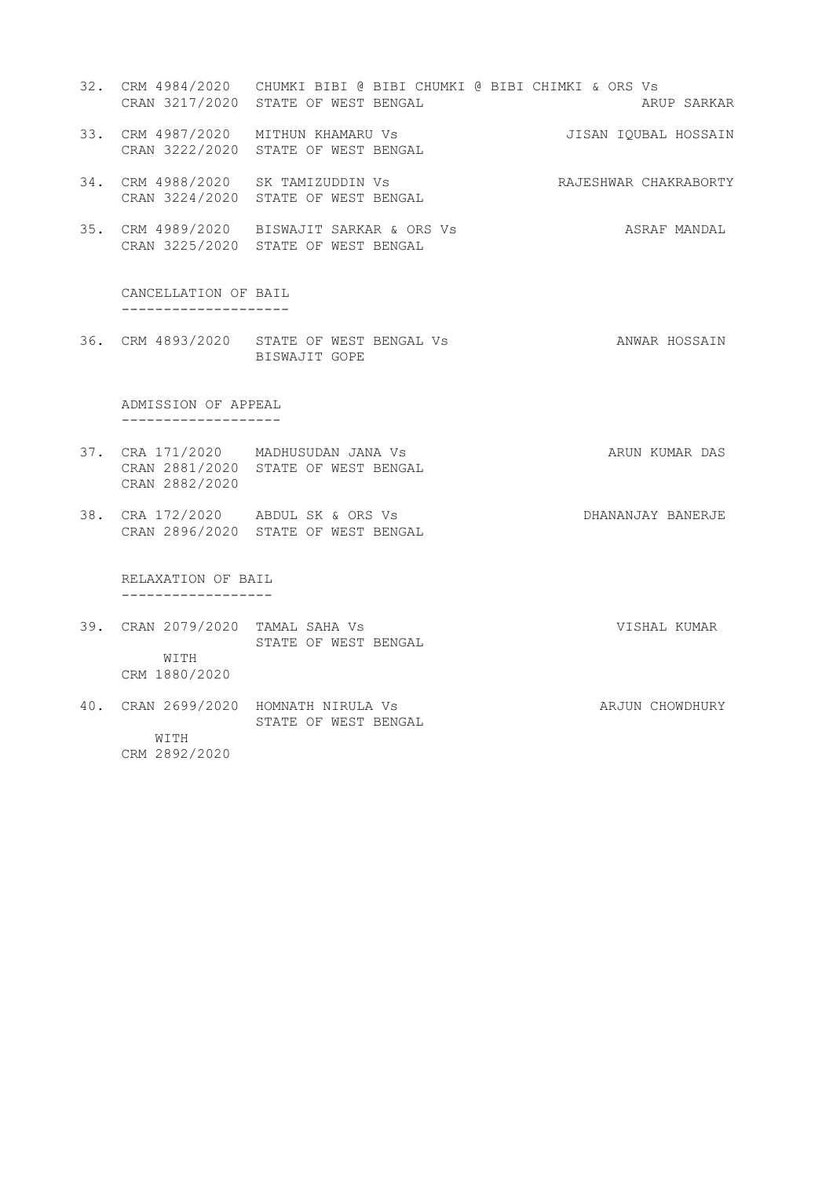32. CRM 4984/2020 CHUMKI BIBI @ BIBI CHUMKI @ BIBI CHIMKI & ORS Vs
    CRAN 3217/2020 STATE OF WEST BENGAL — ARUP SARKAR

33. CRM 4987/2020 MITHUN KHAMARU Vs — JISAN IQUBAL HOSSAIN
    CRAN 3222/2020 STATE OF WEST BENGAL

34. CRM 4988/2020 SK TAMIZUDDIN Vs — RAJESHWAR CHAKRABORTY
    CRAN 3224/2020 STATE OF WEST BENGAL

35. CRM 4989/2020 BISWAJIT SARKAR & ORS Vs — ASRAF MANDAL
    CRAN 3225/2020 STATE OF WEST BENGAL

## CANCELLATION OF BAIL

36. CRM 4893/2020 STATE OF WEST BENGAL Vs — ANWAR HOSSAIN
    BISWAJIT GOPE

## ADMISSION OF APPEAL

37. CRA 171/2020 MADHUSUDAN JANA Vs — ARUN KUMAR DAS
    CRAN 2881/2020 STATE OF WEST BENGAL
    CRAN 2882/2020

38. CRA 172/2020 ABDUL SK & ORS Vs — DHANANJAY BANERJE
    CRAN 2896/2020 STATE OF WEST BENGAL

## RELAXATION OF BAIL

39. CRAN 2079/2020 TAMAL SAHA Vs — VISHAL KUMAR
    STATE OF WEST BENGAL
    WITH
    CRM 1880/2020

40. CRAN 2699/2020 HOMNATH NIRULA Vs — ARJUN CHOWDHURY
    STATE OF WEST BENGAL
    WITH
    CRM 2892/2020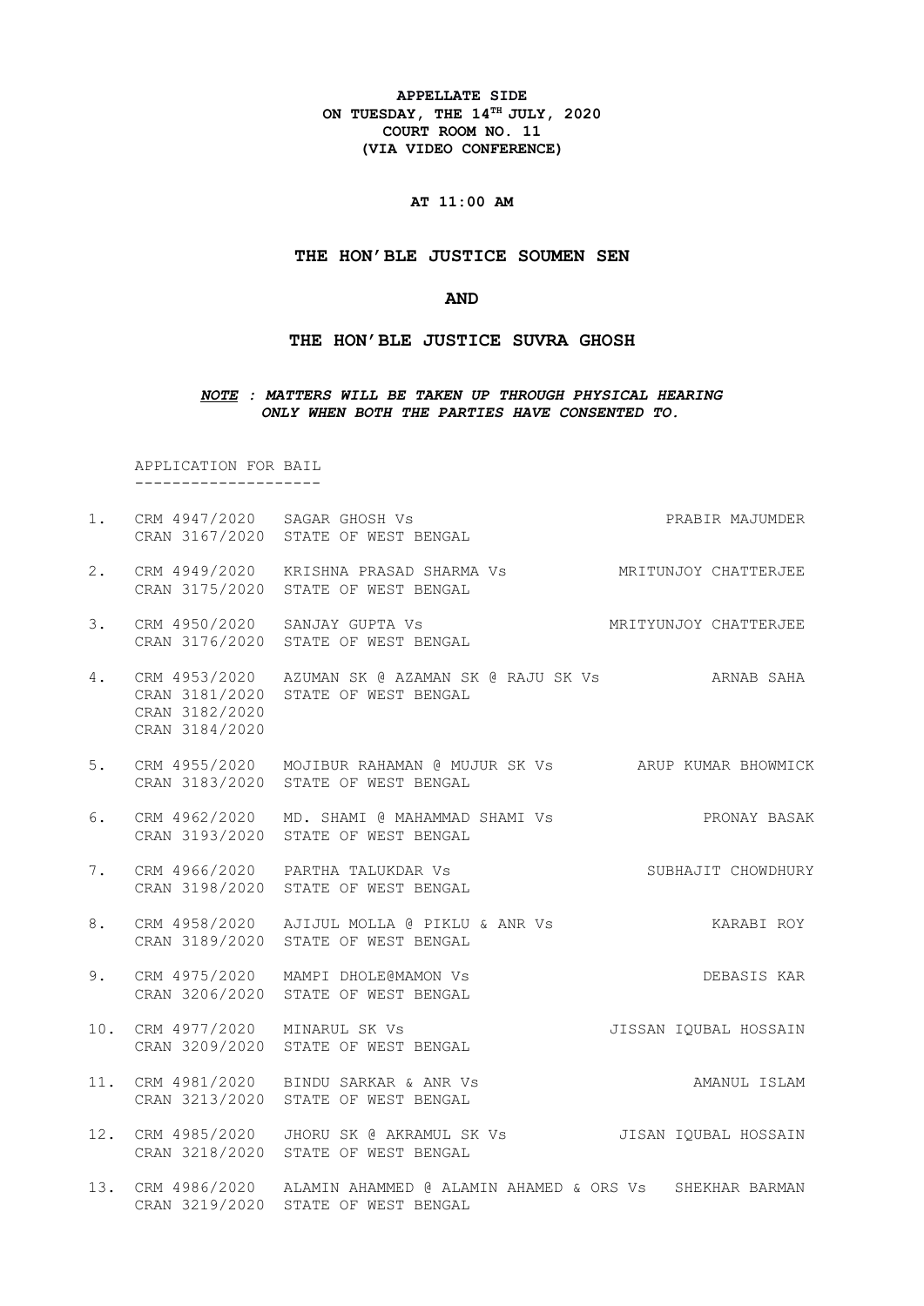**APPELLATE SIDE**
**ON TUESDAY, THE 14TH JULY, 2020**
**COURT ROOM NO. 11**
**(VIA VIDEO CONFERENCE)**

**AT 11:00 AM**

**THE HON'BLE JUSTICE SOUMEN SEN**

**AND**

**THE HON'BLE JUSTICE SUVRA GHOSH**

***NOTE : MATTERS WILL BE TAKEN UP THROUGH PHYSICAL HEARING ONLY WHEN BOTH THE PARTIES HAVE CONSENTED TO.***

APPLICATION FOR BAIL
--------------------

| No. | Case No. | Parties | Advocate |
|---|---|---|---|
| 1. | CRM 4947/2020<br>CRAN 3167/2020 | SAGAR GHOSH Vs<br>STATE OF WEST BENGAL | PRABIR MAJUMDER |
| 2. | CRM 4949/2020<br>CRAN 3175/2020 | KRISHNA PRASAD SHARMA Vs<br>STATE OF WEST BENGAL | MRITUNJOY CHATTERJEE |
| 3. | CRM 4950/2020<br>CRAN 3176/2020 | SANJAY GUPTA Vs<br>STATE OF WEST BENGAL | MRITYUNJOY CHATTERJEE |
| 4. | CRM 4953/2020<br>CRAN 3181/2020<br>CRAN 3182/2020<br>CRAN 3184/2020 | AZUMAN SK @ AZAMAN SK @ RAJU SK Vs<br>STATE OF WEST BENGAL | ARNAB SAHA |
| 5. | CRM 4955/2020<br>CRAN 3183/2020 | MOJIBUR RAHAMAN @ MUJUR SK Vs<br>STATE OF WEST BENGAL | ARUP KUMAR BHOWMICK |
| 6. | CRM 4962/2020<br>CRAN 3193/2020 | MD. SHAMI @ MAHAMMAD SHAMI Vs<br>STATE OF WEST BENGAL | PRONAY BASAK |
| 7. | CRM 4966/2020<br>CRAN 3198/2020 | PARTHA TALUKDAR Vs<br>STATE OF WEST BENGAL | SUBHAJIT CHOWDHURY |
| 8. | CRM 4958/2020<br>CRAN 3189/2020 | AJIJUL MOLLA @ PIKLU & ANR Vs<br>STATE OF WEST BENGAL | KARABI ROY |
| 9. | CRM 4975/2020<br>CRAN 3206/2020 | MAMPI DHOLE@MAMON Vs<br>STATE OF WEST BENGAL | DEBASIS KAR |
| 10. | CRM 4977/2020<br>CRAN 3209/2020 | MINARUL SK Vs<br>STATE OF WEST BENGAL | JISSAN IQUBAL HOSSAIN |
| 11. | CRM 4981/2020<br>CRAN 3213/2020 | BINDU SARKAR & ANR Vs<br>STATE OF WEST BENGAL | AMANUL ISLAM |
| 12. | CRM 4985/2020<br>CRAN 3218/2020 | JHORU SK @ AKRAMUL SK Vs<br>STATE OF WEST BENGAL | JISAN IQUBAL HOSSAIN |
| 13. | CRM 4986/2020<br>CRAN 3219/2020 | ALAMIN AHAMMED @ ALAMIN AHAMED & ORS Vs<br>STATE OF WEST BENGAL | SHEKHAR BARMAN |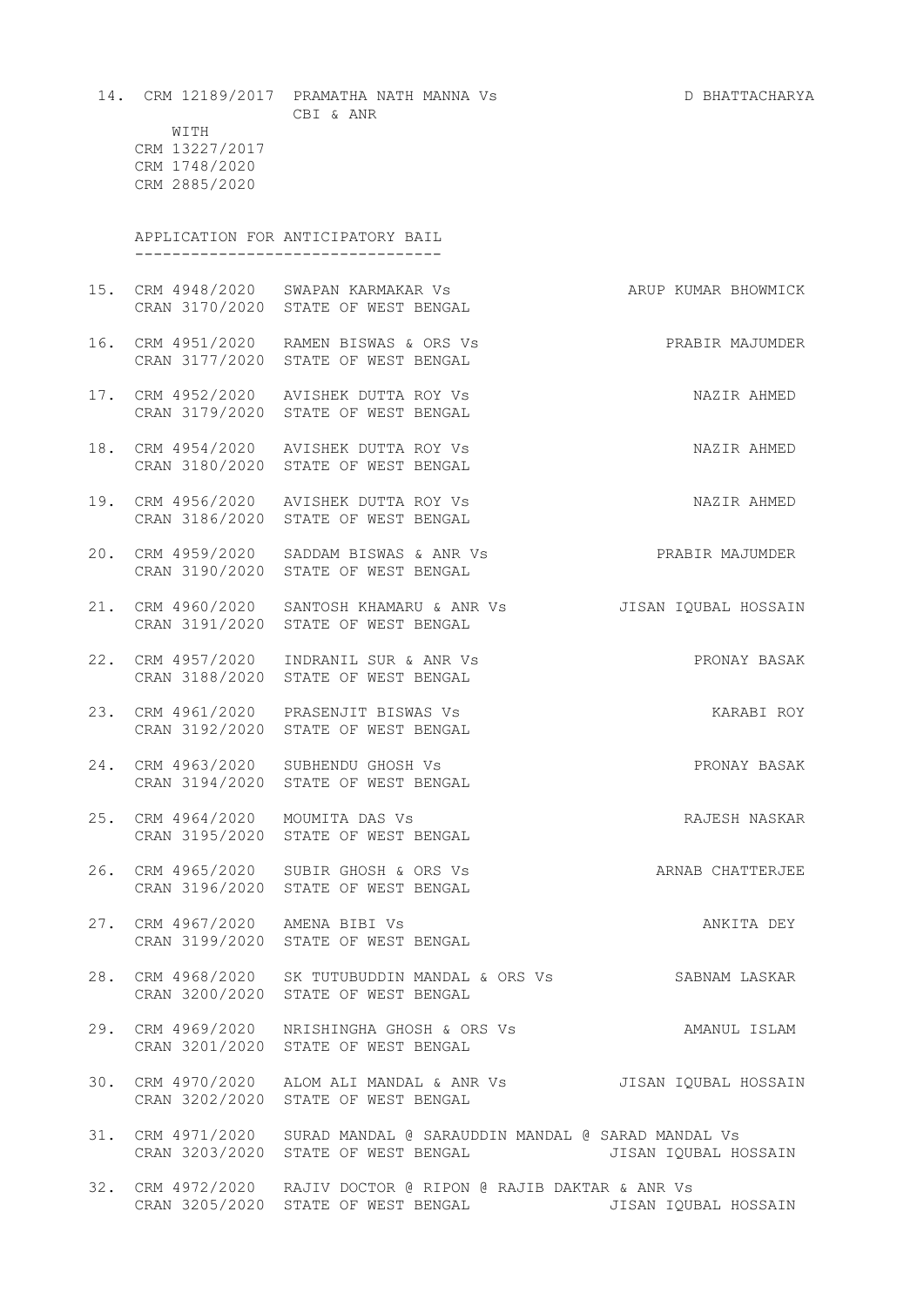14. CRM 12189/2017 PRAMATHA NATH MANNA Vs CBI & ANR — D BHATTACHARYA

    WITH
    CRM 13227/2017
    CRM 1748/2020
    CRM 2885/2020

## APPLICATION FOR ANTICIPATORY BAIL

| No. | Case No. | Parties | Advocate |
|---|---|---|---|
| 15. | CRM 4948/2020<br>CRAN 3170/2020 | SWAPAN KARMAKAR Vs<br>STATE OF WEST BENGAL | ARUP KUMAR BHOWMICK |
| 16. | CRM 4951/2020<br>CRAN 3177/2020 | RAMEN BISWAS & ORS Vs<br>STATE OF WEST BENGAL | PRABIR MAJUMDER |
| 17. | CRM 4952/2020<br>CRAN 3179/2020 | AVISHEK DUTTA ROY Vs<br>STATE OF WEST BENGAL | NAZIR AHMED |
| 18. | CRM 4954/2020<br>CRAN 3180/2020 | AVISHEK DUTTA ROY Vs<br>STATE OF WEST BENGAL | NAZIR AHMED |
| 19. | CRM 4956/2020<br>CRAN 3186/2020 | AVISHEK DUTTA ROY Vs<br>STATE OF WEST BENGAL | NAZIR AHMED |
| 20. | CRM 4959/2020<br>CRAN 3190/2020 | SADDAM BISWAS & ANR Vs<br>STATE OF WEST BENGAL | PRABIR MAJUMDER |
| 21. | CRM 4960/2020<br>CRAN 3191/2020 | SANTOSH KHAMARU & ANR Vs<br>STATE OF WEST BENGAL | JISAN IQUBAL HOSSAIN |
| 22. | CRM 4957/2020<br>CRAN 3188/2020 | INDRANIL SUR & ANR Vs<br>STATE OF WEST BENGAL | PRONAY BASAK |
| 23. | CRM 4961/2020<br>CRAN 3192/2020 | PRASENJIT BISWAS Vs<br>STATE OF WEST BENGAL | KARABI ROY |
| 24. | CRM 4963/2020<br>CRAN 3194/2020 | SUBHENDU GHOSH Vs<br>STATE OF WEST BENGAL | PRONAY BASAK |
| 25. | CRM 4964/2020<br>CRAN 3195/2020 | MOUMITA DAS Vs<br>STATE OF WEST BENGAL | RAJESH NASKAR |
| 26. | CRM 4965/2020<br>CRAN 3196/2020 | SUBIR GHOSH & ORS Vs<br>STATE OF WEST BENGAL | ARNAB CHATTERJEE |
| 27. | CRM 4967/2020<br>CRAN 3199/2020 | AMENA BIBI Vs<br>STATE OF WEST BENGAL | ANKITA DEY |
| 28. | CRM 4968/2020<br>CRAN 3200/2020 | SK TUTUBUDDIN MANDAL & ORS Vs<br>STATE OF WEST BENGAL | SABNAM LASKAR |
| 29. | CRM 4969/2020<br>CRAN 3201/2020 | NRISHINGHA GHOSH & ORS Vs<br>STATE OF WEST BENGAL | AMANUL ISLAM |
| 30. | CRM 4970/2020<br>CRAN 3202/2020 | ALOM ALI MANDAL & ANR Vs<br>STATE OF WEST BENGAL | JISAN IQUBAL HOSSAIN |
| 31. | CRM 4971/2020<br>CRAN 3203/2020 | SURAD MANDAL @ SARAUDDIN MANDAL @ SARAD MANDAL Vs<br>STATE OF WEST BENGAL | JISAN IQUBAL HOSSAIN |
| 32. | CRM 4972/2020<br>CRAN 3205/2020 | RAJIV DOCTOR @ RIPON @ RAJIB DAKTAR & ANR Vs<br>STATE OF WEST BENGAL | JISAN IQUBAL HOSSAIN |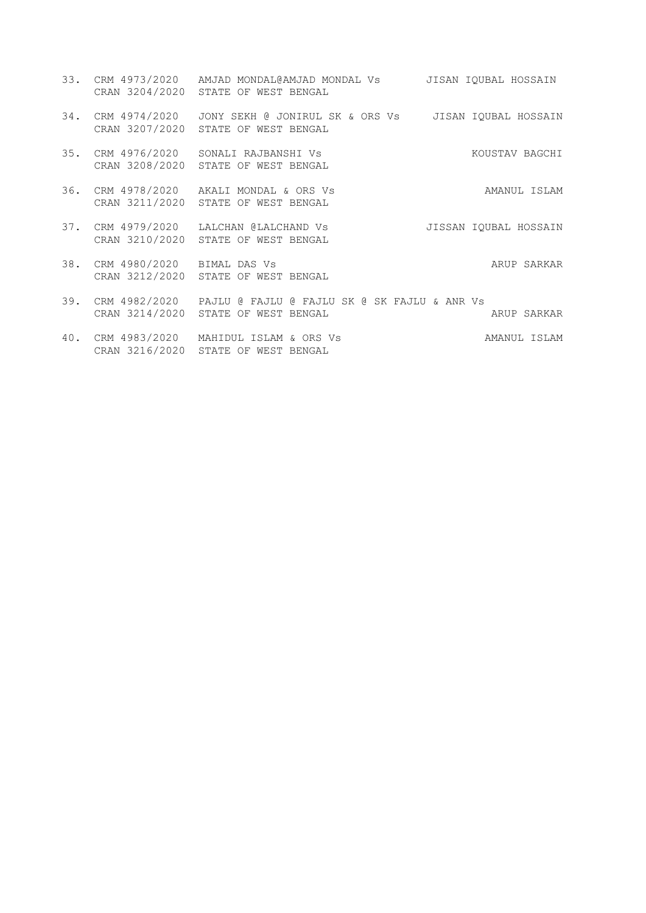33. CRM 4973/2020 AMJAD MONDAL@AMJAD MONDAL Vs JISAN IQUBAL HOSSAIN
    CRAN 3204/2020 STATE OF WEST BENGAL

34. CRM 4974/2020 JONY SEKH @ JONIRUL SK & ORS Vs JISAN IQUBAL HOSSAIN
    CRAN 3207/2020 STATE OF WEST BENGAL

35. CRM 4976/2020 SONALI RAJBANSHI Vs KOUSTAV BAGCHI
    CRAN 3208/2020 STATE OF WEST BENGAL

36. CRM 4978/2020 AKALI MONDAL & ORS Vs AMANUL ISLAM
    CRAN 3211/2020 STATE OF WEST BENGAL

37. CRM 4979/2020 LALCHAN @LALCHAND Vs JISSAN IQUBAL HOSSAIN
    CRAN 3210/2020 STATE OF WEST BENGAL

38. CRM 4980/2020 BIMAL DAS Vs ARUP SARKAR
    CRAN 3212/2020 STATE OF WEST BENGAL

39. CRM 4982/2020 PAJLU @ FAJLU @ FAJLU SK @ SK FAJLU & ANR Vs
    CRAN 3214/2020 STATE OF WEST BENGAL ARUP SARKAR

40. CRM 4983/2020 MAHIDUL ISLAM & ORS Vs AMANUL ISLAM
    CRAN 3216/2020 STATE OF WEST BENGAL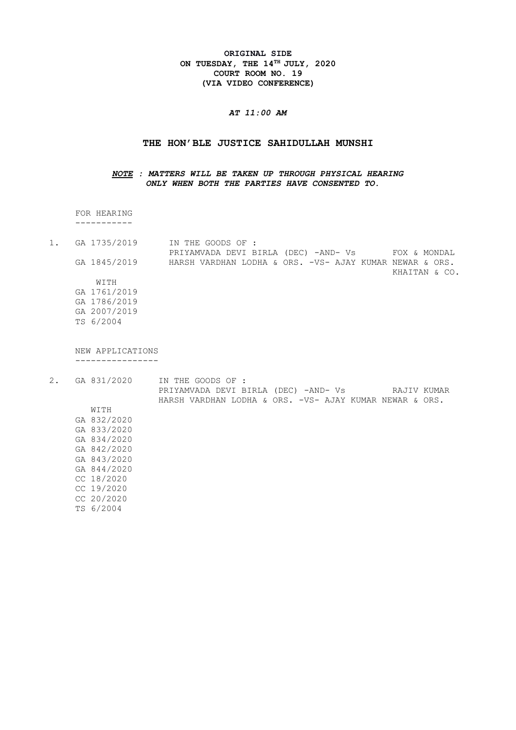**ORIGINAL SIDE**
**ON TUESDAY, THE 14TH JULY, 2020**
**COURT ROOM NO. 19**
**(VIA VIDEO CONFERENCE)**

***AT 11:00 AM***

**THE HON'BLE JUSTICE SAHIDULLAH MUNSHI**

***NOTE : MATTERS WILL BE TAKEN UP THROUGH PHYSICAL HEARING ONLY WHEN BOTH THE PARTIES HAVE CONSENTED TO.***

FOR HEARING
-----------

1. GA 1735/2019 IN THE GOODS OF :
   PRIYAMVADA DEVI BIRLA (DEC) -AND- Vs FOX & MONDAL
   GA 1845/2019 HARSH VARDHAN LODHA & ORS. -VS- AJAY KUMAR NEWAR & ORS.
   KHAITAN & CO.

   WITH
   GA 1761/2019
   GA 1786/2019
   GA 2007/2019
   TS 6/2004

NEW APPLICATIONS
----------------

2. GA 831/2020 IN THE GOODS OF :
   PRIYAMVADA DEVI BIRLA (DEC) -AND- Vs RAJIV KUMAR
   HARSH VARDHAN LODHA & ORS. -VS- AJAY KUMAR NEWAR & ORS.

   WITH
   GA 832/2020
   GA 833/2020
   GA 834/2020
   GA 842/2020
   GA 843/2020
   GA 844/2020
   CC 18/2020
   CC 19/2020
   CC 20/2020
   TS 6/2004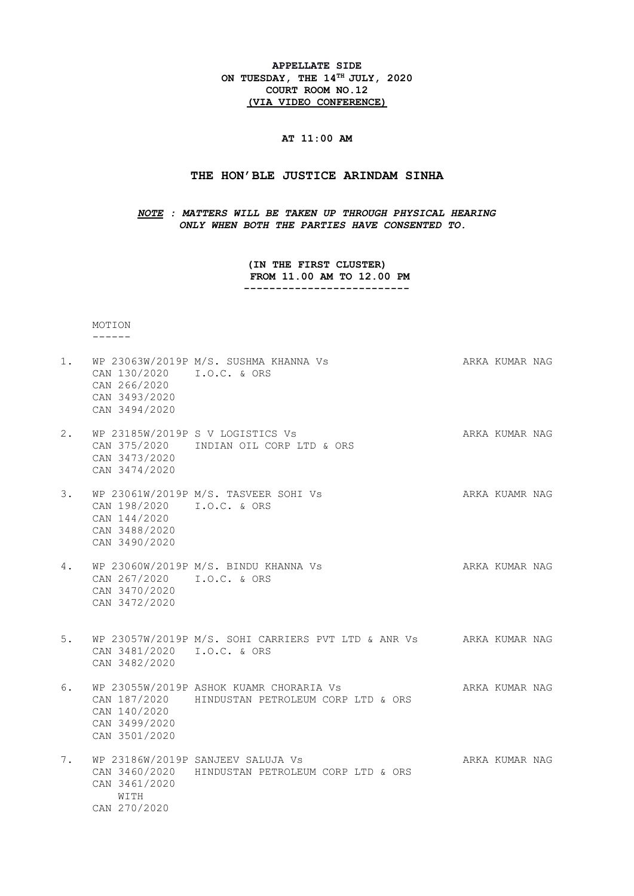**APPELLATE SIDE**
**ON TUESDAY, THE 14TH JULY, 2020**
**COURT ROOM NO.12**
**(VIA VIDEO CONFERENCE)**

**AT 11:00 AM**

## THE HON'BLE JUSTICE ARINDAM SINHA

***NOTE : MATTERS WILL BE TAKEN UP THROUGH PHYSICAL HEARING ONLY WHEN BOTH THE PARTIES HAVE CONSENTED TO.***

**(IN THE FIRST CLUSTER)**
**FROM 11.00 AM TO 12.00 PM**

MOTION

1. WP 23063W/2019P M/S. SUSHMA KHANNA Vs I.O.C. & ORS — ARKA KUMAR NAG
   CAN 130/2020
   CAN 266/2020
   CAN 3493/2020
   CAN 3494/2020

2. WP 23185W/2019P S V LOGISTICS Vs INDIAN OIL CORP LTD & ORS — ARKA KUMAR NAG
   CAN 375/2020
   CAN 3473/2020
   CAN 3474/2020

3. WP 23061W/2019P M/S. TASVEER SOHI Vs I.O.C. & ORS — ARKA KUAMR NAG
   CAN 198/2020
   CAN 144/2020
   CAN 3488/2020
   CAN 3490/2020

4. WP 23060W/2019P M/S. BINDU KHANNA Vs I.O.C. & ORS — ARKA KUMAR NAG
   CAN 267/2020
   CAN 3470/2020
   CAN 3472/2020

5. WP 23057W/2019P M/S. SOHI CARRIERS PVT LTD & ANR Vs I.O.C. & ORS — ARKA KUMAR NAG
   CAN 3481/2020
   CAN 3482/2020

6. WP 23055W/2019P ASHOK KUAMR CHORARIA Vs HINDUSTAN PETROLEUM CORP LTD & ORS — ARKA KUMAR NAG
   CAN 187/2020
   CAN 140/2020
   CAN 3499/2020
   CAN 3501/2020

7. WP 23186W/2019P SANJEEV SALUJA Vs HINDUSTAN PETROLEUM CORP LTD & ORS — ARKA KUMAR NAG
   CAN 3460/2020
   CAN 3461/2020
   WITH
   CAN 270/2020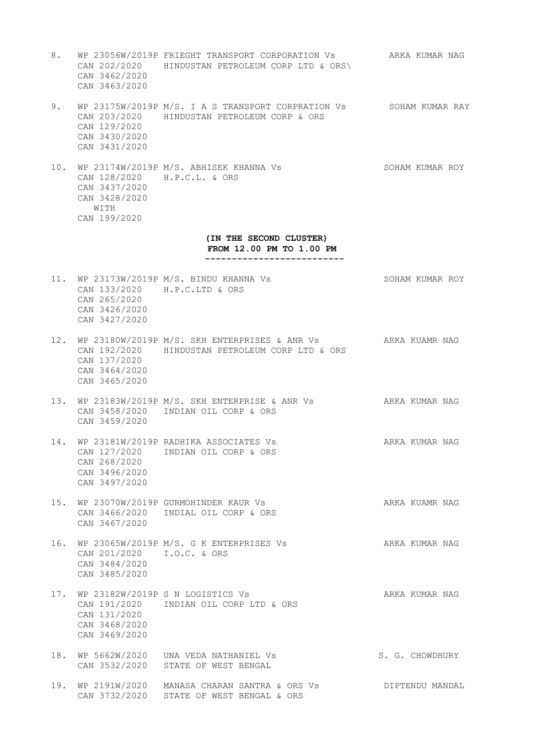8. WP 23056W/2019P FRIEGHT TRANSPORT CORPORATION Vs ARKA KUMAR NAG
   CAN 202/2020 HINDUSTAN PETROLEUM CORP LTD & ORS\
   CAN 3462/2020
   CAN 3463/2020

9. WP 23175W/2019P M/S. I A S TRANSPORT CORPRATION Vs SOHAM KUMAR RAY
   CAN 203/2020 HINDUSTAN PETROLEUM CORP & ORS
   CAN 129/2020
   CAN 3430/2020
   CAN 3431/2020

10. WP 23174W/2019P M/S. ABHISEK KHANNA Vs SOHAM KUMAR ROY
    CAN 128/2020 H.P.C.L. & ORS
    CAN 3437/2020
    CAN 3428/2020
    WITH
    CAN 199/2020

**(IN THE SECOND CLUSTER)**
**FROM 12.00 PM TO 1.00 PM**
**--------------------------**

11. WP 23173W/2019P M/S. BINDU KHANNA Vs SOHAM KUMAR ROY
    CAN 133/2020 H.P.C.LTD & ORS
    CAN 265/2020
    CAN 3426/2020
    CAN 3427/2020

12. WP 23180W/2019P M/S. SKH ENTERPRISES & ANR Vs ARKA KUAMR NAG
    CAN 192/2020 HINDUSTAN PETROLEUM CORP LTD & ORS
    CAN 137/2020
    CAN 3464/2020
    CAN 3465/2020

13. WP 23183W/2019P M/S. SKH ENTERPRISE & ANR Vs ARKA KUMAR NAG
    CAN 3458/2020 INDIAN OIL CORP & ORS
    CAN 3459/2020

14. WP 23181W/2019P RADHIKA ASSOCIATES Vs ARKA KUMAR NAG
    CAN 127/2020 INDIAN OIL CORP & ORS
    CAN 268/2020
    CAN 3496/2020
    CAN 3497/2020

15. WP 23070W/2019P GURMOHINDER KAUR Vs ARKA KUAMR NAG
    CAN 3466/2020 INDIAL OIL CORP & ORS
    CAN 3467/2020

16. WP 23065W/2019P M/S. G K ENTERPRISES Vs ARKA KUMAR NAG
    CAN 201/2020 I.O.C. & ORS
    CAN 3484/2020
    CAN 3485/2020

17. WP 23182W/2019P S N LOGISTICS Vs ARKA KUMAR NAG
    CAN 191/2020 INDIAN OIL CORP LTD & ORS
    CAN 131/2020
    CAN 3468/2020
    CAN 3469/2020

18. WP 5662W/2020 UNA VEDA NATHANIEL Vs S. G. CHOWDHURY
    CAN 3532/2020 STATE OF WEST BENGAL

19. WP 2191W/2020 MANASA CHARAN SANTRA & ORS Vs DIPTENDU MANDAL
    CAN 3732/2020 STATE OF WEST BENGAL & ORS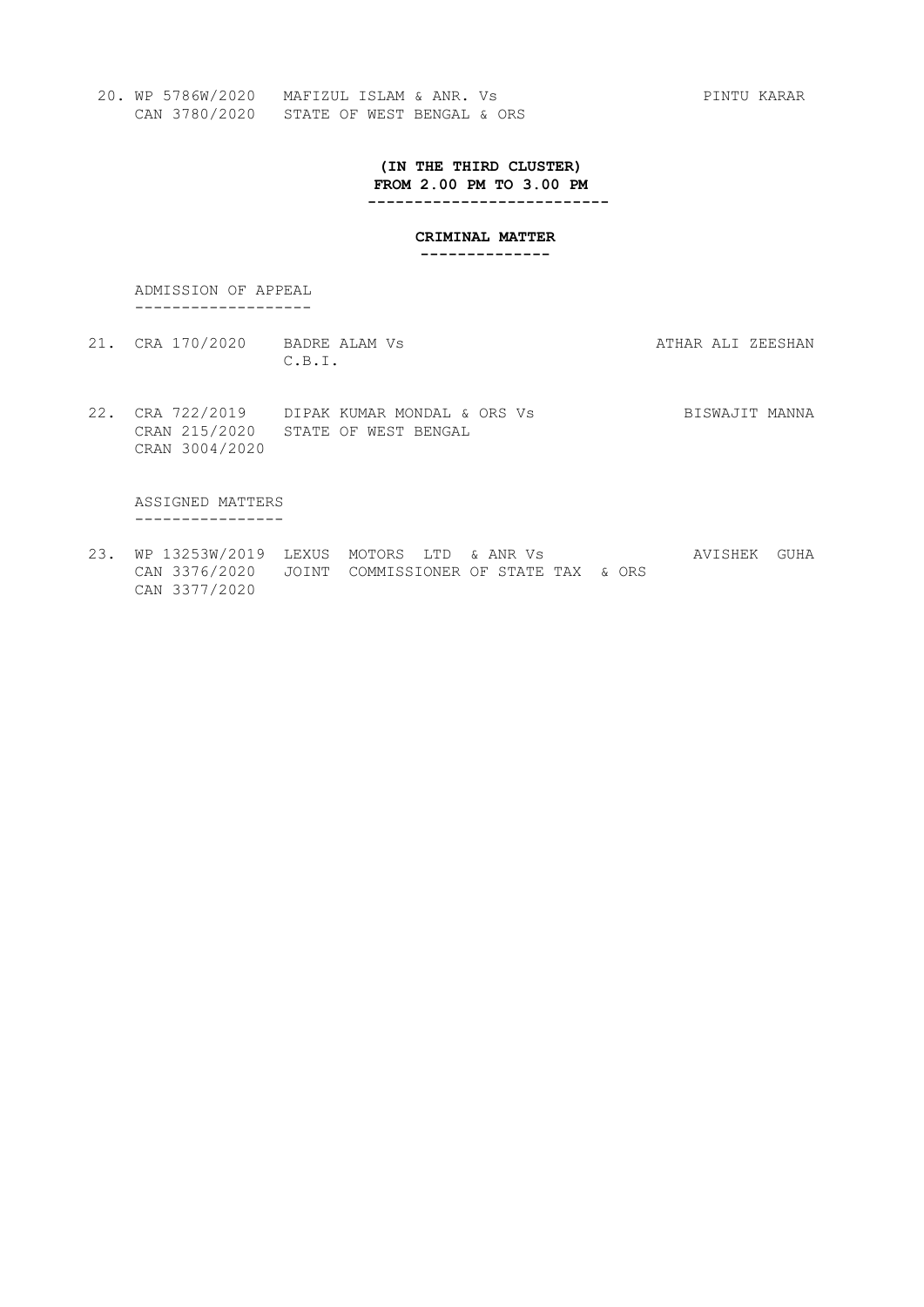20. WP 5786W/2020 MAFIZUL ISLAM & ANR. Vs PINTU KARAR
    CAN 3780/2020 STATE OF WEST BENGAL & ORS

**(IN THE THIRD CLUSTER)**
**FROM 2.00 PM TO 3.00 PM**

**CRIMINAL MATTER**

ADMISSION OF APPEAL

21. CRA 170/2020 BADRE ALAM Vs ATHAR ALI ZEESHAN
    C.B.I.

22. CRA 722/2019 DIPAK KUMAR MONDAL & ORS Vs BISWAJIT MANNA
    CRAN 215/2020 STATE OF WEST BENGAL
    CRAN 3004/2020

ASSIGNED MATTERS

23. WP 13253W/2019 LEXUS MOTORS LTD & ANR Vs AVISHEK GUHA
    CAN 3376/2020 JOINT COMMISSIONER OF STATE TAX & ORS
    CAN 3377/2020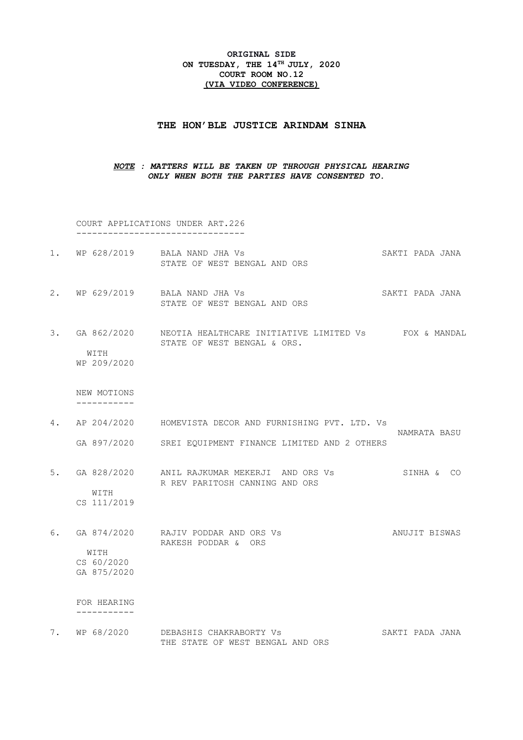**ORIGINAL SIDE**
**ON TUESDAY, THE 14TH JULY, 2020**
**COURT ROOM NO.12**
**(VIA VIDEO CONFERENCE)**

**THE HON'BLE JUSTICE ARINDAM SINHA**

***NOTE : MATTERS WILL BE TAKEN UP THROUGH PHYSICAL HEARING ONLY WHEN BOTH THE PARTIES HAVE CONSENTED TO.***

COURT APPLICATIONS UNDER ART.226

| No. | Case No. | Parties | Advocate |
|---|---|---|---|
| 1. | WP 628/2019 | BALA NAND JHA Vs STATE OF WEST BENGAL AND ORS | SAKTI PADA JANA |
| 2. | WP 629/2019 | BALA NAND JHA Vs STATE OF WEST BENGAL AND ORS | SAKTI PADA JANA |
| 3. | GA 862/2020 WITH WP 209/2020 | NEOTIA HEALTHCARE INITIATIVE LIMITED Vs STATE OF WEST BENGAL & ORS. | FOX & MANDAL |

NEW MOTIONS

| No. | Case No. | Parties | Advocate |
|---|---|---|---|
| 4. | AP 204/2020 GA 897/2020 | HOMEVISTA DECOR AND FURNISHING PVT. LTD. Vs SREI EQUIPMENT FINANCE LIMITED AND 2 OTHERS | NAMRATA BASU |
| 5. | GA 828/2020 WITH CS 111/2019 | ANIL RAJKUMAR MEKERJI AND ORS Vs R REV PARITOSH CANNING AND ORS | SINHA & CO |
| 6. | GA 874/2020 WITH CS 60/2020 GA 875/2020 | RAJIV PODDAR AND ORS Vs RAKESH PODDAR & ORS | ANUJIT BISWAS |

FOR HEARING

| No. | Case No. | Parties | Advocate |
|---|---|---|---|
| 7. | WP 68/2020 | DEBASHIS CHAKRABORTY Vs THE STATE OF WEST BENGAL AND ORS | SAKTI PADA JANA |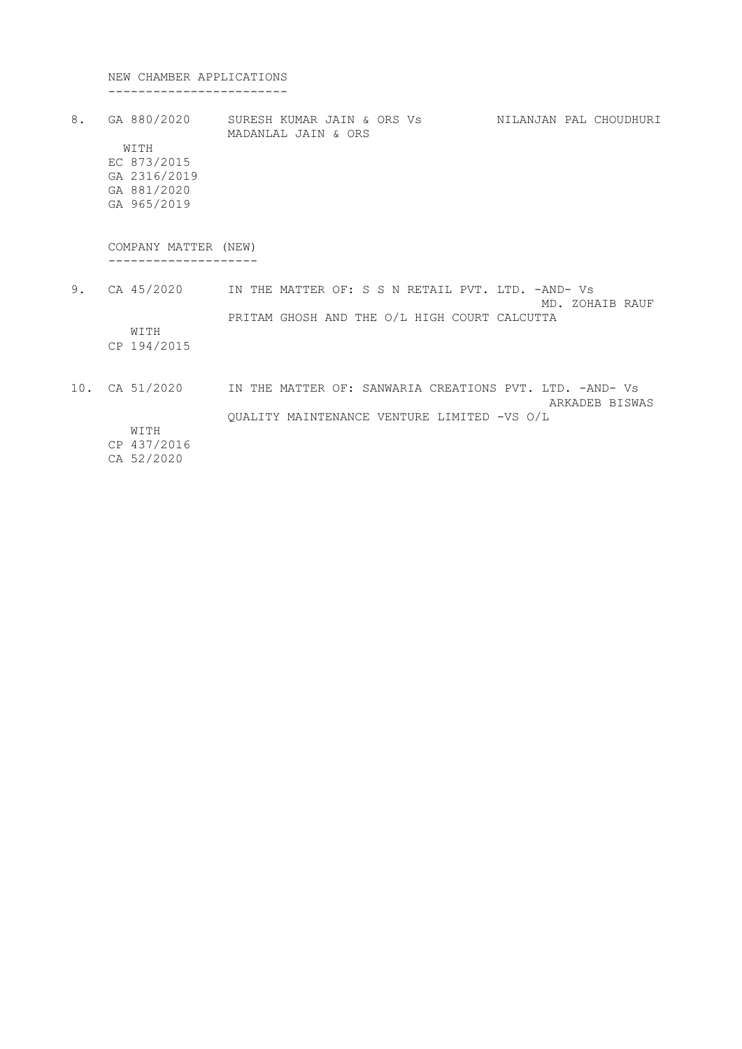NEW CHAMBER APPLICATIONS

------------------------

8. GA 880/2020 SURESH KUMAR JAIN & ORS Vs MADANLAL JAIN & ORS — NILANJAN PAL CHOUDHURI

   WITH

   EC 873/2015

   GA 2316/2019

   GA 881/2020

   GA 965/2019

COMPANY MATTER (NEW)

--------------------

9. CA 45/2020 IN THE MATTER OF: S S N RETAIL PVT. LTD. -AND- Vs PRITAM GHOSH AND THE O/L HIGH COURT CALCUTTA — MD. ZOHAIB RAUF

   WITH

   CP 194/2015

10. CA 51/2020 IN THE MATTER OF: SANWARIA CREATIONS PVT. LTD. -AND- Vs QUALITY MAINTENANCE VENTURE LIMITED -VS O/L — ARKADEB BISWAS

    WITH

    CP 437/2016

    CA 52/2020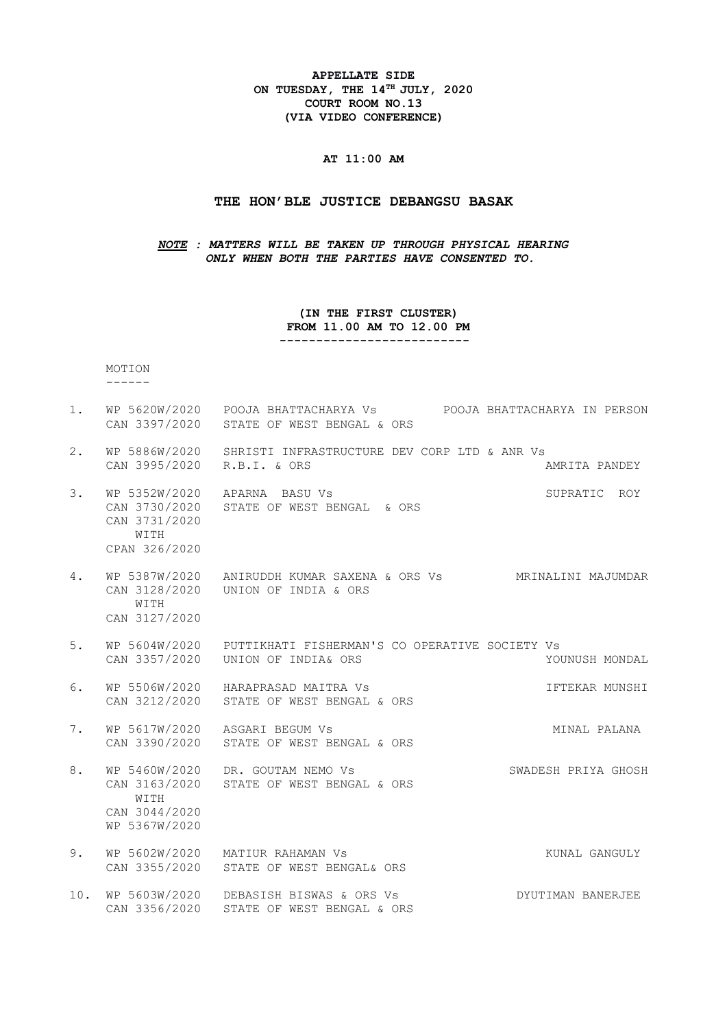**APPELLATE SIDE**
**ON TUESDAY, THE 14TH JULY, 2020**
**COURT ROOM NO.13**
**(VIA VIDEO CONFERENCE)**

**AT 11:00 AM**

## THE HON'BLE JUSTICE DEBANGSU BASAK

***NOTE : MATTERS WILL BE TAKEN UP THROUGH PHYSICAL HEARING ONLY WHEN BOTH THE PARTIES HAVE CONSENTED TO.***

**(IN THE FIRST CLUSTER)**
**FROM 11.00 AM TO 12.00 PM**

MOTION

| No. | Case No. | Parties | Advocate |
|---|---|---|---|
| 1. | WP 5620W/2020<br>CAN 3397/2020 | POOJA BHATTACHARYA Vs<br>STATE OF WEST BENGAL & ORS | POOJA BHATTACHARYA IN PERSON |
| 2. | WP 5886W/2020<br>CAN 3995/2020 | SHRISTI INFRASTRUCTURE DEV CORP LTD & ANR Vs<br>R.B.I. & ORS | AMRITA PANDEY |
| 3. | WP 5352W/2020<br>CAN 3730/2020<br>CAN 3731/2020<br>WITH<br>CPAN 326/2020 | APARNA BASU Vs<br>STATE OF WEST BENGAL & ORS | SUPRATIC ROY |
| 4. | WP 5387W/2020<br>CAN 3128/2020<br>WITH<br>CAN 3127/2020 | ANIRUDDH KUMAR SAXENA & ORS Vs<br>UNION OF INDIA & ORS | MRINALINI MAJUMDAR |
| 5. | WP 5604W/2020<br>CAN 3357/2020 | PUTTIKHATI FISHERMAN'S CO OPERATIVE SOCIETY Vs<br>UNION OF INDIA& ORS | YOUNUSH MONDAL |
| 6. | WP 5506W/2020<br>CAN 3212/2020 | HARAPRASAD MAITRA Vs<br>STATE OF WEST BENGAL & ORS | IFTEKAR MUNSHI |
| 7. | WP 5617W/2020<br>CAN 3390/2020 | ASGARI BEGUM Vs<br>STATE OF WEST BENGAL & ORS | MINAL PALANA |
| 8. | WP 5460W/2020<br>CAN 3163/2020<br>WITH<br>CAN 3044/2020<br>WP 5367W/2020 | DR. GOUTAM NEMO Vs<br>STATE OF WEST BENGAL & ORS | SWADESH PRIYA GHOSH |
| 9. | WP 5602W/2020<br>CAN 3355/2020 | MATIUR RAHAMAN Vs<br>STATE OF WEST BENGAL& ORS | KUNAL GANGULY |
| 10. | WP 5603W/2020<br>CAN 3356/2020 | DEBASISH BISWAS & ORS Vs<br>STATE OF WEST BENGAL & ORS | DYUTIMAN BANERJEE |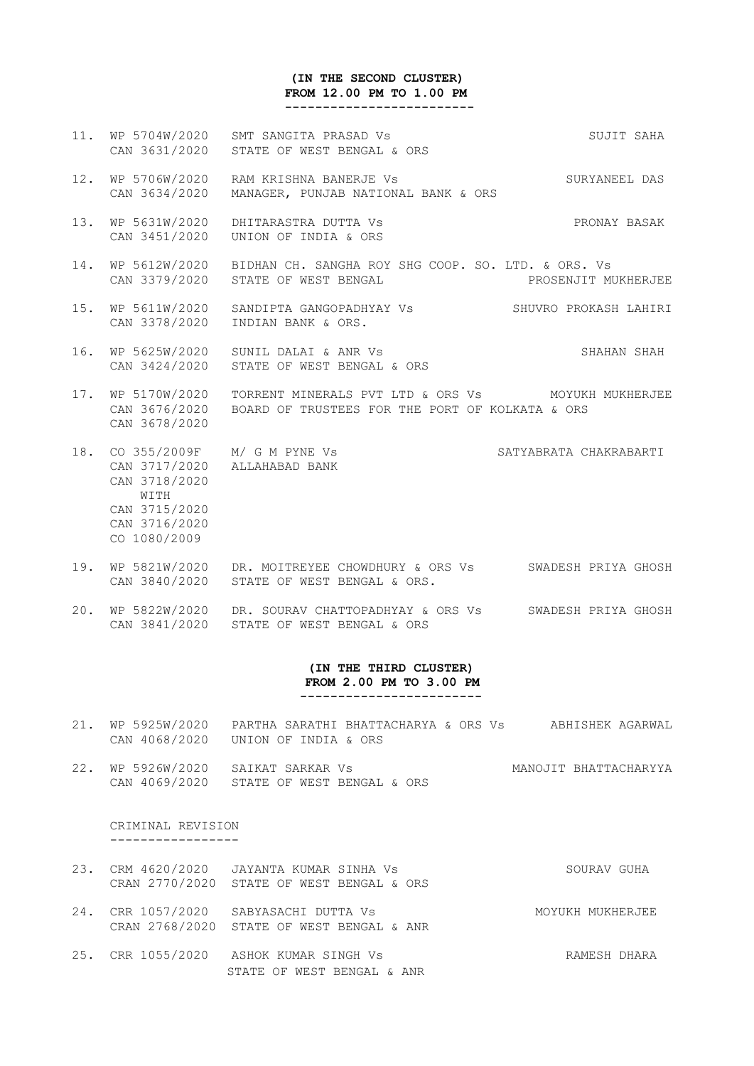**(IN THE SECOND CLUSTER)**
**FROM 12.00 PM TO 1.00 PM**

-------------------------

| No. | Case No. | Parties | Advocate |
|---|---|---|---|
| 11. | WP 5704W/2020<br>CAN 3631/2020 | SMT SANGITA PRASAD Vs<br>STATE OF WEST BENGAL & ORS | SUJIT SAHA |
| 12. | WP 5706W/2020<br>CAN 3634/2020 | RAM KRISHNA BANERJE Vs<br>MANAGER, PUNJAB NATIONAL BANK & ORS | SURYANEEL DAS |
| 13. | WP 5631W/2020<br>CAN 3451/2020 | DHITARASTRA DUTTA Vs<br>UNION OF INDIA & ORS | PRONAY BASAK |
| 14. | WP 5612W/2020<br>CAN 3379/2020 | BIDHAN CH. SANGHA ROY SHG COOP. SO. LTD. & ORS. Vs<br>STATE OF WEST BENGAL | PROSENJIT MUKHERJEE |
| 15. | WP 5611W/2020<br>CAN 3378/2020 | SANDIPTA GANGOPADHYAY Vs<br>INDIAN BANK & ORS. | SHUVRO PROKASH LAHIRI |
| 16. | WP 5625W/2020<br>CAN 3424/2020 | SUNIL DALAI & ANR Vs<br>STATE OF WEST BENGAL & ORS | SHAHAN SHAH |
| 17. | WP 5170W/2020<br>CAN 3676/2020<br>CAN 3678/2020 | TORRENT MINERALS PVT LTD & ORS Vs<br>BOARD OF TRUSTEES FOR THE PORT OF KOLKATA & ORS | MOYUKH MUKHERJEE |
| 18. | CO 355/2009F<br>CAN 3717/2020<br>CAN 3718/2020<br>WITH<br>CAN 3715/2020<br>CAN 3716/2020<br>CO 1080/2009 | M/ G M PYNE Vs<br>ALLAHABAD BANK | SATYABRATA CHAKRABARTI |
| 19. | WP 5821W/2020<br>CAN 3840/2020 | DR. MOITREYEE CHOWDHURY & ORS Vs<br>STATE OF WEST BENGAL & ORS. | SWADESH PRIYA GHOSH |
| 20. | WP 5822W/2020<br>CAN 3841/2020 | DR. SOURAV CHATTOPADHYAY & ORS Vs<br>STATE OF WEST BENGAL & ORS | SWADESH PRIYA GHOSH |

**(IN THE THIRD CLUSTER)**
**FROM 2.00 PM TO 3.00 PM**

------------------------

| No. | Case No. | Parties | Advocate |
|---|---|---|---|
| 21. | WP 5925W/2020<br>CAN 4068/2020 | PARTHA SARATHI BHATTACHARYA & ORS Vs<br>UNION OF INDIA & ORS | ABHISHEK AGARWAL |
| 22. | WP 5926W/2020<br>CAN 4069/2020 | SAIKAT SARKAR Vs<br>STATE OF WEST BENGAL & ORS | MANOJIT BHATTACHARYYA |

CRIMINAL REVISION

-----------------

| No. | Case No. | Parties | Advocate |
|---|---|---|---|
| 23. | CRM 4620/2020<br>CRAN 2770/2020 | JAYANTA KUMAR SINHA Vs<br>STATE OF WEST BENGAL & ORS | SOURAV GUHA |
| 24. | CRR 1057/2020<br>CRAN 2768/2020 | SABYASACHI DUTTA Vs<br>STATE OF WEST BENGAL & ANR | MOYUKH MUKHERJEE |
| 25. | CRR 1055/2020 | ASHOK KUMAR SINGH Vs<br>STATE OF WEST BENGAL & ANR | RAMESH DHARA |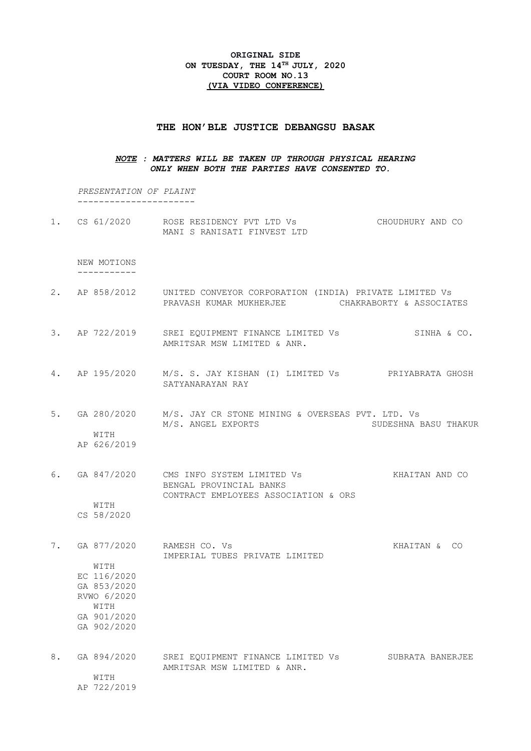**ORIGINAL SIDE**
**ON TUESDAY, THE 14TH JULY, 2020**
**COURT ROOM NO.13**
**(VIA VIDEO CONFERENCE)**

## THE HON'BLE JUSTICE DEBANGSU BASAK

***NOTE : MATTERS WILL BE TAKEN UP THROUGH PHYSICAL HEARING ONLY WHEN BOTH THE PARTIES HAVE CONSENTED TO.***

*PRESENTATION OF PLAINT*
----------------------

1. CS 61/2020 ROSE RESIDENCY PVT LTD Vs MANI S RANISATI FINVEST LTD — CHOUDHURY AND CO

NEW MOTIONS
-----------

2. AP 858/2012 UNITED CONVEYOR CORPORATION (INDIA) PRIVATE LIMITED Vs PRAVASH KUMAR MUKHERJEE — CHAKRABORTY & ASSOCIATES

3. AP 722/2019 SREI EQUIPMENT FINANCE LIMITED Vs AMRITSAR MSW LIMITED & ANR. — SINHA & CO.

4. AP 195/2020 M/S. S. JAY KISHAN (I) LIMITED Vs SATYANARAYAN RAY — PRIYABRATA GHOSH

5. GA 280/2020 M/S. JAY CR STONE MINING & OVERSEAS PVT. LTD. Vs M/S. ANGEL EXPORTS — SUDESHNA BASU THAKUR
   WITH
   AP 626/2019

6. GA 847/2020 CMS INFO SYSTEM LIMITED Vs BENGAL PROVINCIAL BANKS CONTRACT EMPLOYEES ASSOCIATION & ORS — KHAITAN AND CO
   WITH
   CS 58/2020

7. GA 877/2020 RAMESH CO. Vs IMPERIAL TUBES PRIVATE LIMITED — KHAITAN & CO
   WITH
   EC 116/2020
   GA 853/2020
   RVWO 6/2020
   WITH
   GA 901/2020
   GA 902/2020

8. GA 894/2020 SREI EQUIPMENT FINANCE LIMITED Vs AMRITSAR MSW LIMITED & ANR. — SUBRATA BANERJEE
   WITH
   AP 722/2019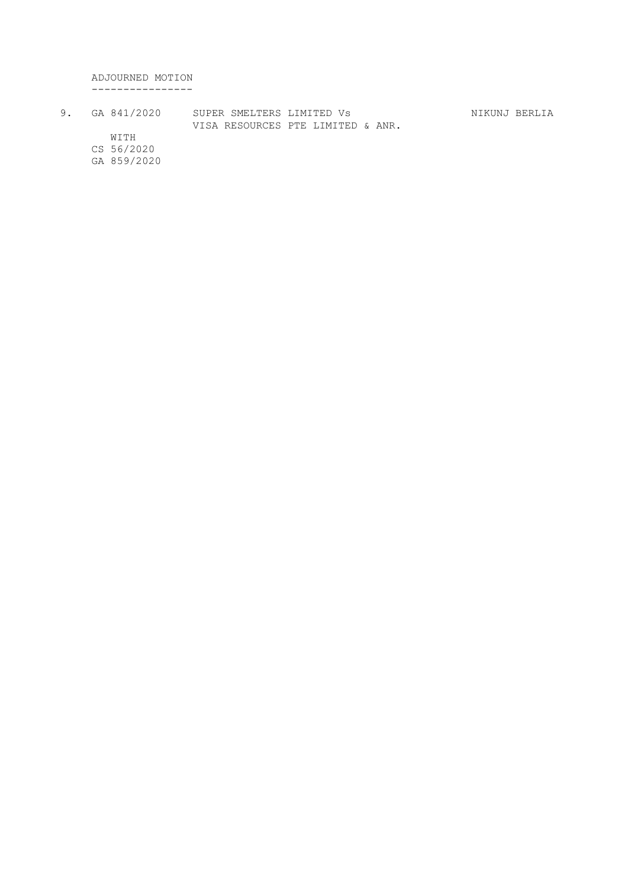ADJOURNED MOTION
----------------

| | | | |
|---|---|---|---|
| 9. | GA 841/2020 | SUPER SMELTERS LIMITED Vs VISA RESOURCES PTE LIMITED & ANR. | NIKUNJ BERLIA |
| | WITH | | |
| | CS 56/2020 | | |
| | GA 859/2020 | | |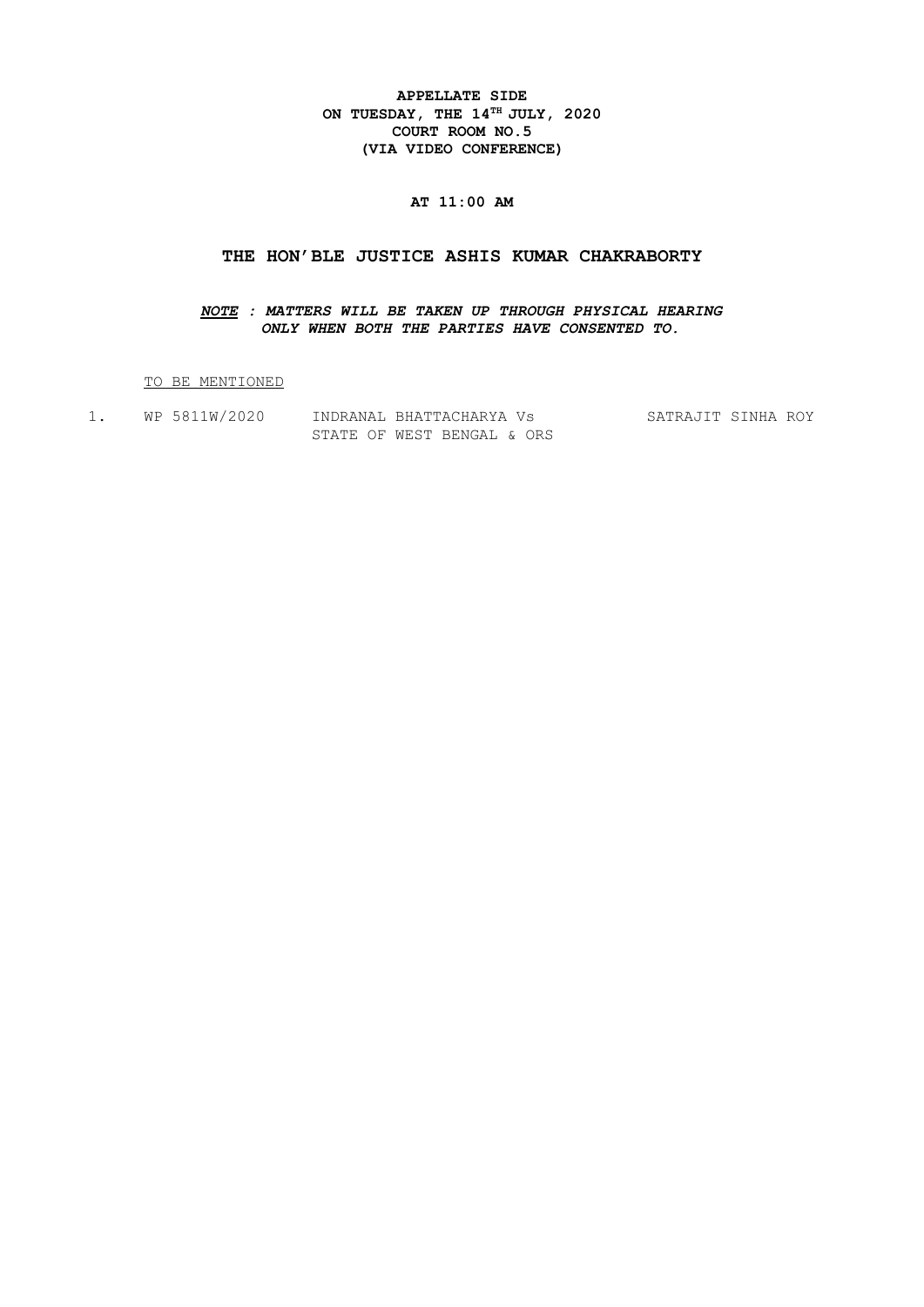**APPELLATE SIDE**
**ON TUESDAY, THE 14TH JULY, 2020**
**COURT ROOM NO.5**
**(VIA VIDEO CONFERENCE)**

**AT 11:00 AM**

**THE HON'BLE JUSTICE ASHIS KUMAR CHAKRABORTY**

***NOTE : MATTERS WILL BE TAKEN UP THROUGH PHYSICAL HEARING ONLY WHEN BOTH THE PARTIES HAVE CONSENTED TO.***

TO BE MENTIONED

| | | | |
|---|---|---|---|
| 1. | WP 5811W/2020 | INDRANAL BHATTACHARYA Vs STATE OF WEST BENGAL & ORS | SATRAJIT SINHA ROY |